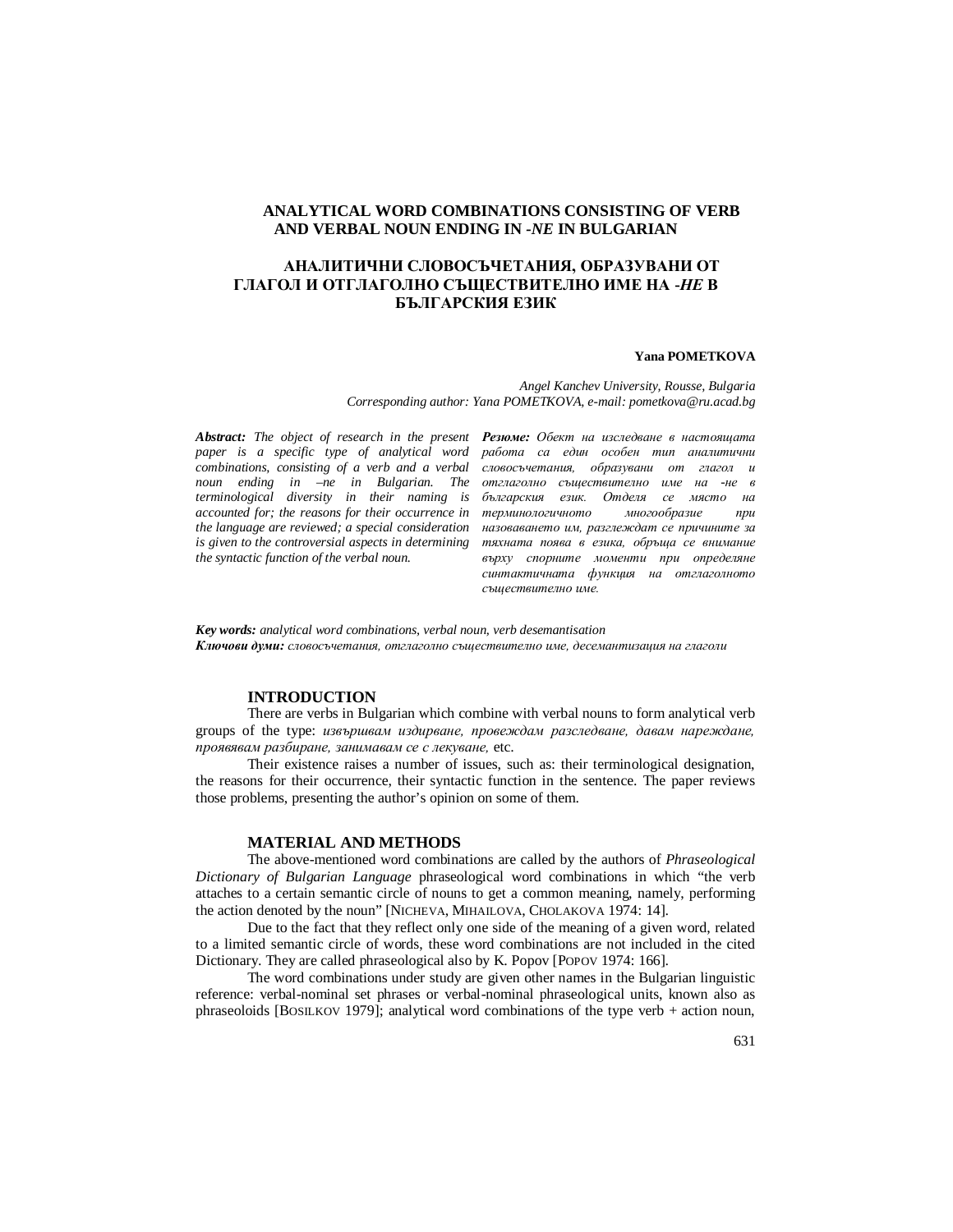# ANALYTICAL WORD COMBINATIONS CONSISTING OF VERB AND VERBAL NOUN ENDING IN *-NE* IN BULGARIAN

# АНАЛИТИЧНИ СЛОВОСЪЧЕТАНИЯ, ОБРАЗУВАНИ ОТ ГЛАГОЛ И ОТГЛАГОЛНО СЪЩЕСТВИТЕЛНО ИМЕ НА *-НЕ* В БЪЛГАРСКИЯ ЕЗИК

**Yana POMETKOVA**

*Angel Kanchev University, Rousse, Bulgaria*
*Corresponding author: Yana POMETKOVA, e-mail: pometkova@ru.acad.bg*

***Abstract:*** *The object of research in the present paper is a specific type of analytical word combinations, consisting of a verb and a verbal noun ending in –ne in Bulgarian. The terminological diversity in their naming is accounted for; the reasons for their occurrence in the language are reviewed; a special consideration is given to the controversial aspects in determining the syntactic function of the verbal noun.*

***Резюме:*** *Обект на изследване в настоящата работа са един особен тип аналитични словосъчетания, образувани от глагол и отглаголно съществително име на -не в българския език. Отделя се място на терминологичното многообразие при назоваването им, разглеждат се причините за тяхната поява в езика, обръща се внимание върху спорните моменти при определяне синтактичната функция на отглаголното съществително име.*

***Key words:*** *analytical word combinations, verbal noun, verb desemantisation*
***Ключови думи:*** *словосъчетания, отглаголно съществително име, десемантизация на глаголи*

## INTRODUCTION

There are verbs in Bulgarian which combine with verbal nouns to form analytical verb groups of the type: *извършвам издирване, провеждам разследване, давам нареждане, проявявам разбиране, занимавам се с лекуване,* etc.

Their existence raises a number of issues, such as: their terminological designation, the reasons for their occurrence, their syntactic function in the sentence. The paper reviews those problems, presenting the author's opinion on some of them.

## MATERIAL AND METHODS

The above-mentioned word combinations are called by the authors of *Phraseological Dictionary of Bulgarian Language* phraseological word combinations in which "the verb attaches to a certain semantic circle of nouns to get a common meaning, namely, performing the action denoted by the noun" [NICHEVA, MIHAILOVA, CHOLAKOVA 1974: 14].

Due to the fact that they reflect only one side of the meaning of a given word, related to a limited semantic circle of words, these word combinations are not included in the cited Dictionary. They are called phraseological also by K. Popov [POPOV 1974: 166].

The word combinations under study are given other names in the Bulgarian linguistic reference: verbal-nominal set phrases or verbal-nominal phraseological units, known also as phraseoloids [BOSILKOV 1979]; analytical word combinations of the type verb + action noun,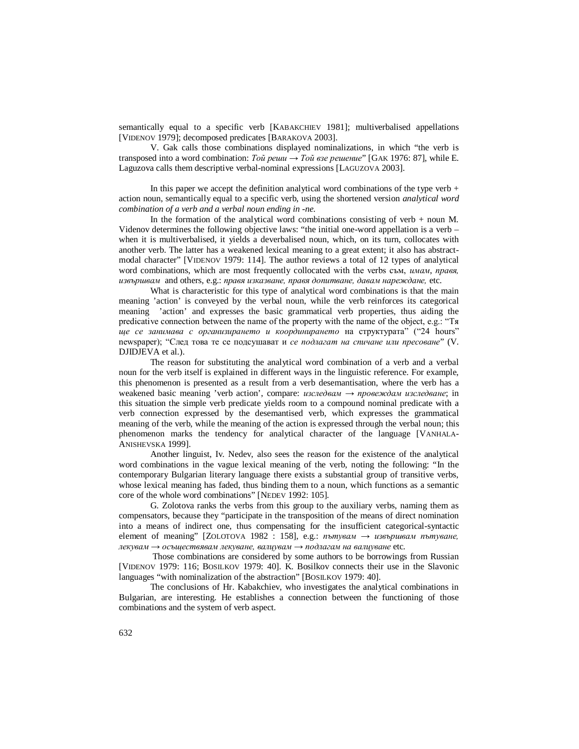semantically equal to a specific verb [KABAKCHIEV 1981]; multiverbalised appellations [VIDENOV 1979]; decomposed predicates [BARAKOVA 2003].

V. Gak calls those combinations displayed nominalizations, in which "the verb is transposed into a word combination: *Той реши → Той взе решение*" [GAK 1976: 87], while E. Laguzova calls them descriptive verbal-nominal expressions [LAGUZOVA 2003].

In this paper we accept the definition analytical word combinations of the type verb + action noun, semantically equal to a specific verb, using the shortened version *analytical word combination of a verb and a verbal noun ending in -не.*

In the formation of the analytical word combinations consisting of verb + noun M. Videnov determines the following objective laws: "the initial one-word appellation is a verb – when it is multiverbalised, it yields a deverbalised noun, which, on its turn, collocates with another verb. The latter has a weakened lexical meaning to a great extent; it also has abstract-modal character" [VIDENOV 1979: 114]. The author reviews a total of 12 types of analytical word combinations, which are most frequently collocated with the verbs съм, *имам*, *правя, извършвам* and others, e.g.: *правя изказване, правя допитване, давам нареждане,* etc.

What is characteristic for this type of analytical word combinations is that the main meaning 'action' is conveyed by the verbal noun, while the verb reinforces its categorical meaning 'action' and expresses the basic grammatical verb properties, thus aiding the predicative connection between the name of the property with the name of the object, e.g.: "Тя *ще се занимава с организирането и координирането* на структурата" ("24 hours" newspaper); "След това те се подсушават и *се подлагат на спичане или пресоване*" (V. DJIDJEVA et al.).

The reason for substituting the analytical word combination of a verb and a verbal noun for the verb itself is explained in different ways in the linguistic reference. For example, this phenomenon is presented as a result from a verb desemantisation, where the verb has a weakened basic meaning 'verb action', compare: *изследвам → провеждам изследване*; in this situation the simple verb predicate yields room to a compound nominal predicate with a verb connection expressed by the desemantised verb, which expresses the grammatical meaning of the verb, while the meaning of the action is expressed through the verbal noun; this phenomenon marks the tendency for analytical character of the language [VANHALA-ANISHEVSKA 1999].

Another linguist, Iv. Nedev, also sees the reason for the existence of the analytical word combinations in the vague lexical meaning of the verb, noting the following: "In the contemporary Bulgarian literary language there exists a substantial group of transitive verbs, whose lexical meaning has faded, thus binding them to a noun, which functions as a semantic core of the whole word combinations" [NEDEV 1992: 105].

G. Zolotova ranks the verbs from this group to the auxiliary verbs, naming them as compensators, because they "participate in the transposition of the means of direct nomination into a means of indirect one, thus compensating for the insufficient categorical-syntactic element of meaning" [ZOLOTOVA 1982 : 158], e.g.: *пътувам → извършвам пътуване, лекувам → осъществявам лекуване, валцувам → подлагам на валцуване* etc.

Those combinations are considered by some authors to be borrowings from Russian [VIDENOV 1979: 116; BOSILKOV 1979: 40]. K. Bosilkov connects their use in the Slavonic languages "with nominalization of the abstraction" [BOSILKOV 1979: 40].

The conclusions of Hr. Kabakchiev, who investigates the analytical combinations in Bulgarian, are interesting. He establishes a connection between the functioning of those combinations and the system of verb aspect.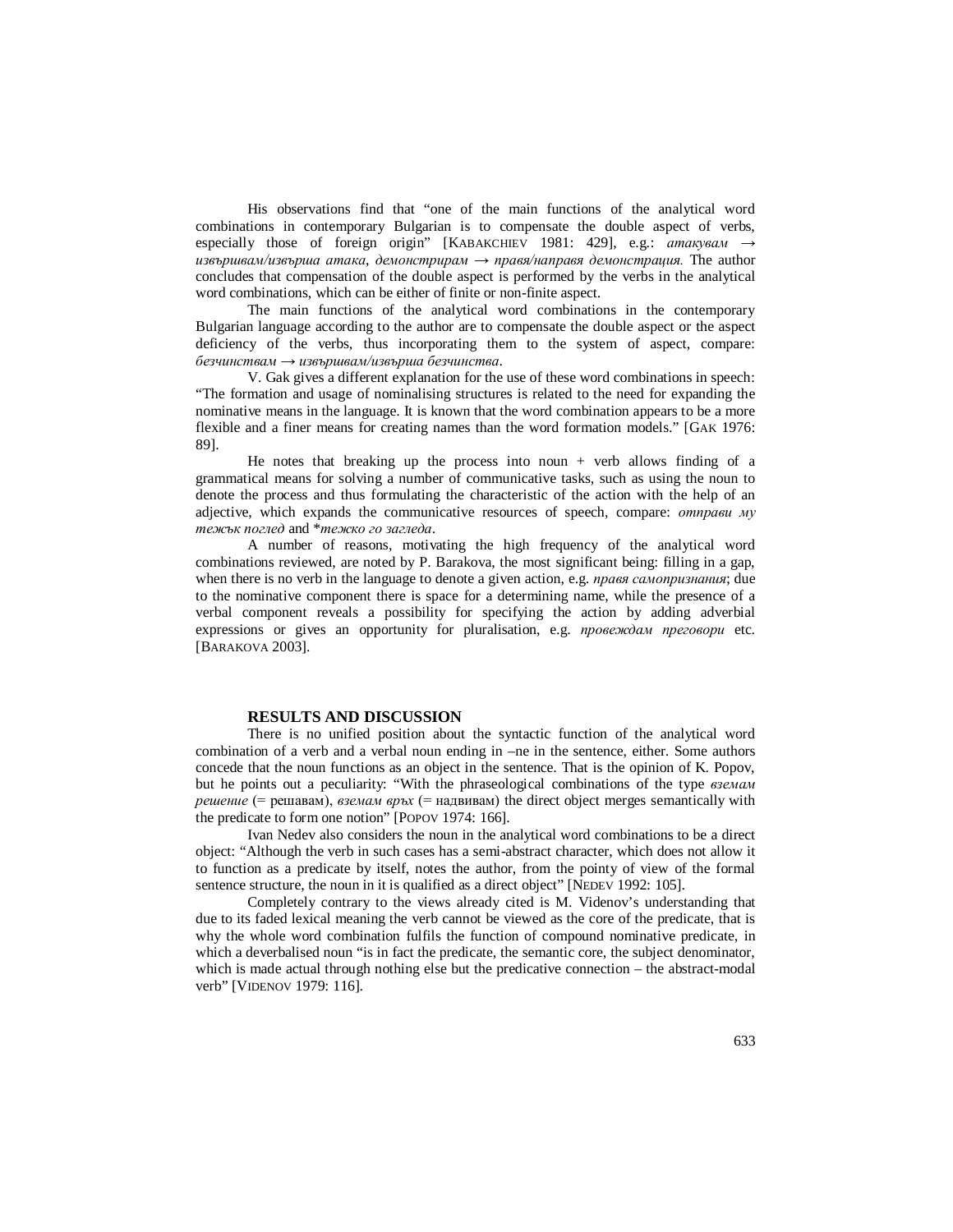His observations find that "one of the main functions of the analytical word combinations in contemporary Bulgarian is to compensate the double aspect of verbs, especially those of foreign origin" [KABAKCHIEV 1981: 429], e.g.: *атакувам → извършвам/извърша атака*, *демонстрирам → правя/направя демонстрация.* The author concludes that compensation of the double aspect is performed by the verbs in the analytical word combinations, which can be either of finite or non-finite aspect.

The main functions of the analytical word combinations in the contemporary Bulgarian language according to the author are to compensate the double aspect or the aspect deficiency of the verbs, thus incorporating them to the system of aspect, compare: *безчинствам → извършвам/извърша безчинства*.

V. Gak gives a different explanation for the use of these word combinations in speech: "The formation and usage of nominalising structures is related to the need for expanding the nominative means in the language. It is known that the word combination appears to be a more flexible and a finer means for creating names than the word formation models." [GAK 1976: 89].

He notes that breaking up the process into noun + verb allows finding of a grammatical means for solving a number of communicative tasks, such as using the noun to denote the process and thus formulating the characteristic of the action with the help of an adjective, which expands the communicative resources of speech, compare: *отправи му тежък поглед* and \**тежко го загледа*.

A number of reasons, motivating the high frequency of the analytical word combinations reviewed, are noted by P. Barakova, the most significant being: filling in a gap, when there is no verb in the language to denote a given action, e.g. *правя самопризнания*; due to the nominative component there is space for a determining name, while the presence of a verbal component reveals a possibility for specifying the action by adding adverbial expressions or gives an opportunity for pluralisation, e.g. *провеждам преговори* etc. [BARAKOVA 2003].

## RESULTS AND DISCUSSION

There is no unified position about the syntactic function of the analytical word combination of a verb and a verbal noun ending in –ne in the sentence, either. Some authors concede that the noun functions as an object in the sentence. That is the opinion of K. Popov, but he points out a peculiarity: "With the phraseological combinations of the type *вземам решение* (= решавам), *вземам връх* (= надвивам) the direct object merges semantically with the predicate to form one notion" [POPOV 1974: 166].

Ivan Nedev also considers the noun in the analytical word combinations to be a direct object: "Although the verb in such cases has a semi-abstract character, which does not allow it to function as a predicate by itself, notes the author, from the pointy of view of the formal sentence structure, the noun in it is qualified as a direct object" [NEDEV 1992: 105].

Completely contrary to the views already cited is M. Videnov's understanding that due to its faded lexical meaning the verb cannot be viewed as the core of the predicate, that is why the whole word combination fulfils the function of compound nominative predicate, in which a deverbalised noun "is in fact the predicate, the semantic core, the subject denominator, which is made actual through nothing else but the predicative connection – the abstract-modal verb" [VIDENOV 1979: 116].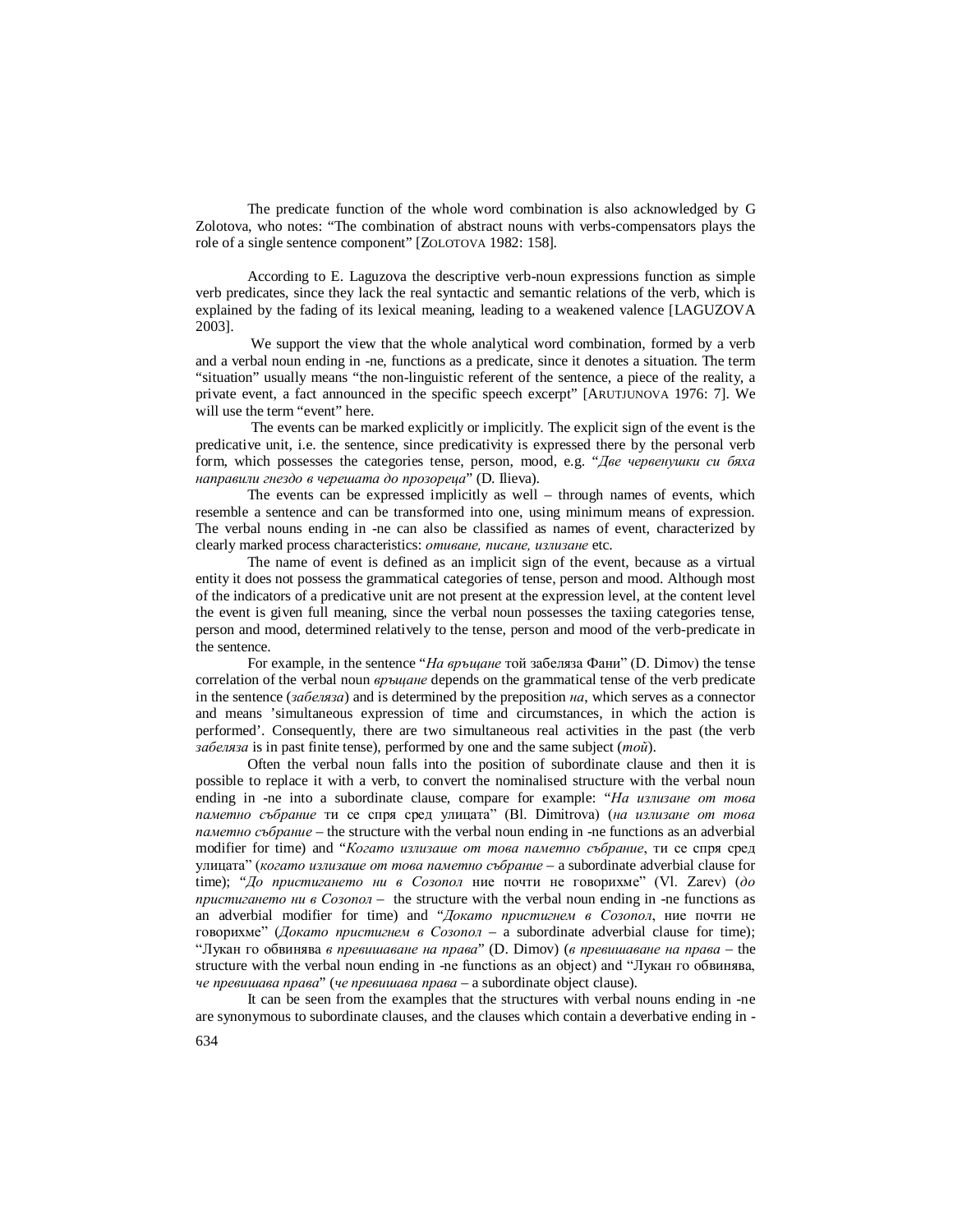The predicate function of the whole word combination is also acknowledged by G Zolotova, who notes: "The combination of abstract nouns with verbs-compensators plays the role of a single sentence component" [ZOLOTOVA 1982: 158].

According to E. Laguzova the descriptive verb-noun expressions function as simple verb predicates, since they lack the real syntactic and semantic relations of the verb, which is explained by the fading of its lexical meaning, leading to a weakened valence [LAGUZOVA 2003].

We support the view that the whole analytical word combination, formed by a verb and a verbal noun ending in -ne, functions as a predicate, since it denotes a situation. The term "situation" usually means "the non-linguistic referent of the sentence, a piece of the reality, a private event, a fact announced in the specific speech excerpt" [ARUTJUNOVA 1976: 7]. We will use the term "event" here.

The events can be marked explicitly or implicitly. The explicit sign of the event is the predicative unit, i.e. the sentence, since predicativity is expressed there by the personal verb form, which possesses the categories tense, person, mood, e.g. "*Две червенушки си бяха направили гнездо в черешата до прозореца*" (D. Ilieva).

The events can be expressed implicitly as well – through names of events, which resemble a sentence and can be transformed into one, using minimum means of expression. The verbal nouns ending in -ne can also be classified as names of event, characterized by clearly marked process characteristics: *отиване, писане, излизане* etc.

The name of event is defined as an implicit sign of the event, because as a virtual entity it does not possess the grammatical categories of tense, person and mood. Although most of the indicators of a predicative unit are not present at the expression level, at the content level the event is given full meaning, since the verbal noun possesses the taxiing categories tense, person and mood, determined relatively to the tense, person and mood of the verb-predicate in the sentence.

For example, in the sentence "*На връщане* той забеляза Фани" (D. Dimov) the tense correlation of the verbal noun *връщане* depends on the grammatical tense of the verb predicate in the sentence (*забеляза*) and is determined by the preposition *на*, which serves as a connector and means 'simultaneous expression of time and circumstances, in which the action is performed'. Consequently, there are two simultaneous real activities in the past (the verb *забеляза* is in past finite tense), performed by one and the same subject (*той*).

Often the verbal noun falls into the position of subordinate clause and then it is possible to replace it with a verb, to convert the nominalised structure with the verbal noun ending in -ne into a subordinate clause, compare for example: "*На излизане от това паметно събрание* ти се спря сред улицата" (Bl. Dimitrova) (*на излизане от това паметно събрание* – the structure with the verbal noun ending in -ne functions as an adverbial modifier for time) and "*Когато излизаше от това паметно събрание*, ти се спря сред улицата" (*когато излизаше от това паметно събрание* – a subordinate adverbial clause for time); "*До пристигането ни в Созопол* ние почти не говорихме" (Vl. Zarev) (*до пристигането ни в Созопол* – the structure with the verbal noun ending in -ne functions as an adverbial modifier for time) and "*Докато пристигнем в Созопол*, ние почти не говорихме" (*Докато пристигнем в Созопол* – a subordinate adverbial clause for time); "Лукан го обвинява *в превишаване на права*" (D. Dimov) (*в превишаване на права* – the structure with the verbal noun ending in -ne functions as an object) and "Лукан го обвинява, *че превишава права*" (*че превишава права* – a subordinate object clause).

It can be seen from the examples that the structures with verbal nouns ending in -ne are synonymous to subordinate clauses, and the clauses which contain a deverbative ending in -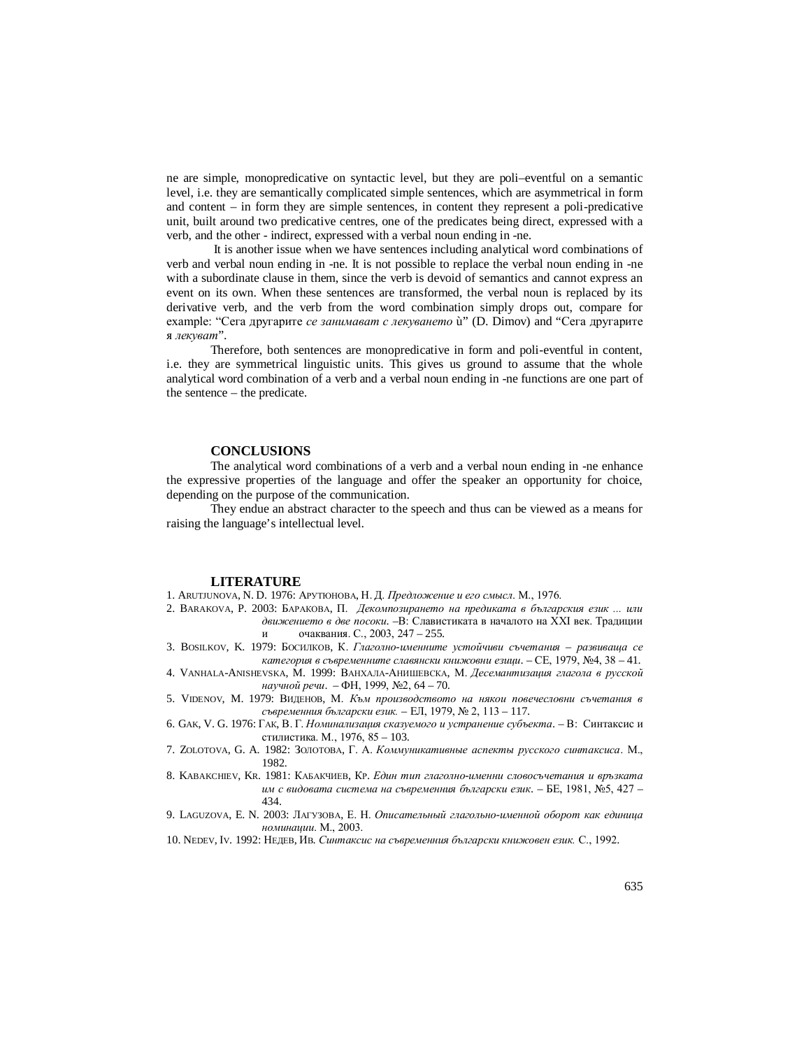ne are simple, monopredicative on syntactic level, but they are poli–eventful on a semantic level, i.e. they are semantically complicated simple sentences, which are asymmetrical in form and content – in form they are simple sentences, in content they represent a poli-predicative unit, built around two predicative centres, one of the predicates being direct, expressed with a verb, and the other - indirect, expressed with a verbal noun ending in -ne.

It is another issue when we have sentences including analytical word combinations of verb and verbal noun ending in -ne. It is not possible to replace the verbal noun ending in -ne with a subordinate clause in them, since the verb is devoid of semantics and cannot express an event on its own. When these sentences are transformed, the verbal noun is replaced by its derivative verb, and the verb from the word combination simply drops out, compare for example: "Сега другарите *се занимават с лекуването* ѝ" (D. Dimov) and "Сега другарите я *лекуват*".

Therefore, both sentences are monopredicative in form and poli-eventful in content, i.e. they are symmetrical linguistic units. This gives us ground to assume that the whole analytical word combination of a verb and a verbal noun ending in -ne functions are one part of the sentence – the predicate.

## CONCLUSIONS

The analytical word combinations of a verb and a verbal noun ending in -ne enhance the expressive properties of the language and offer the speaker an opportunity for choice, depending on the purpose of the communication.

They endue an abstract character to the speech and thus can be viewed as a means for raising the language's intellectual level.

## LITERATURE

1. Arutjunova, N. D. 1976: Арутюнова, Н. Д. *Предложение и его смысл*. М., 1976.
2. Barakova, P. 2003: Баракова, П. *Декомпозирането на предиката в българския език ... или движението в две посоки*. –В: Славистиката в началото на XXI век. Традиции и очаквания. С., 2003, 247 – 255.
3. Bosilkov, K. 1979: Босилков, К. *Глаголно-именните устойчиви съчетания – развиваща се категория в съвременните славянски книжовни езици*. – СЕ, 1979, №4, 38 – 41.
4. Vanhala-Anishevska, M. 1999: Ванхала-Анишевска, М. *Десемантизация глагола в русской научной речи*. – ФН, 1999, №2, 64 – 70.
5. Videnov, M. 1979: Виденов, М. *Към производството на някои повечесловни съчетания в съвременния български език*. – ЕЛ, 1979, № 2, 113 – 117.
6. Gak, V. G. 1976: Гак, В. Г. *Номинализация сказуемого и устранение субъекта*. – В: Синтаксис и стилистика. М., 1976, 85 – 103.
7. Zolotova, G. A. 1982: Золотова, Г. А. *Коммуникативные аспекты русского синтаксиса*. М., 1982.
8. Kabakchiev, Kr. 1981: Кабакчиев, Кр. *Един тип глаголно-именни словосъчетания и връзката им с видовата система на съвременния български език*. – БЕ, 1981, №5, 427 – 434.
9. Laguzova, E. N. 2003: Лагузова, Е. Н. *Описательный глагольно-именной оборот как единица номинации*. М., 2003.
10. Nedev, Iv. 1992: Недев, Ив. *Синтаксис на съвременния български книжовен език*. С., 1992.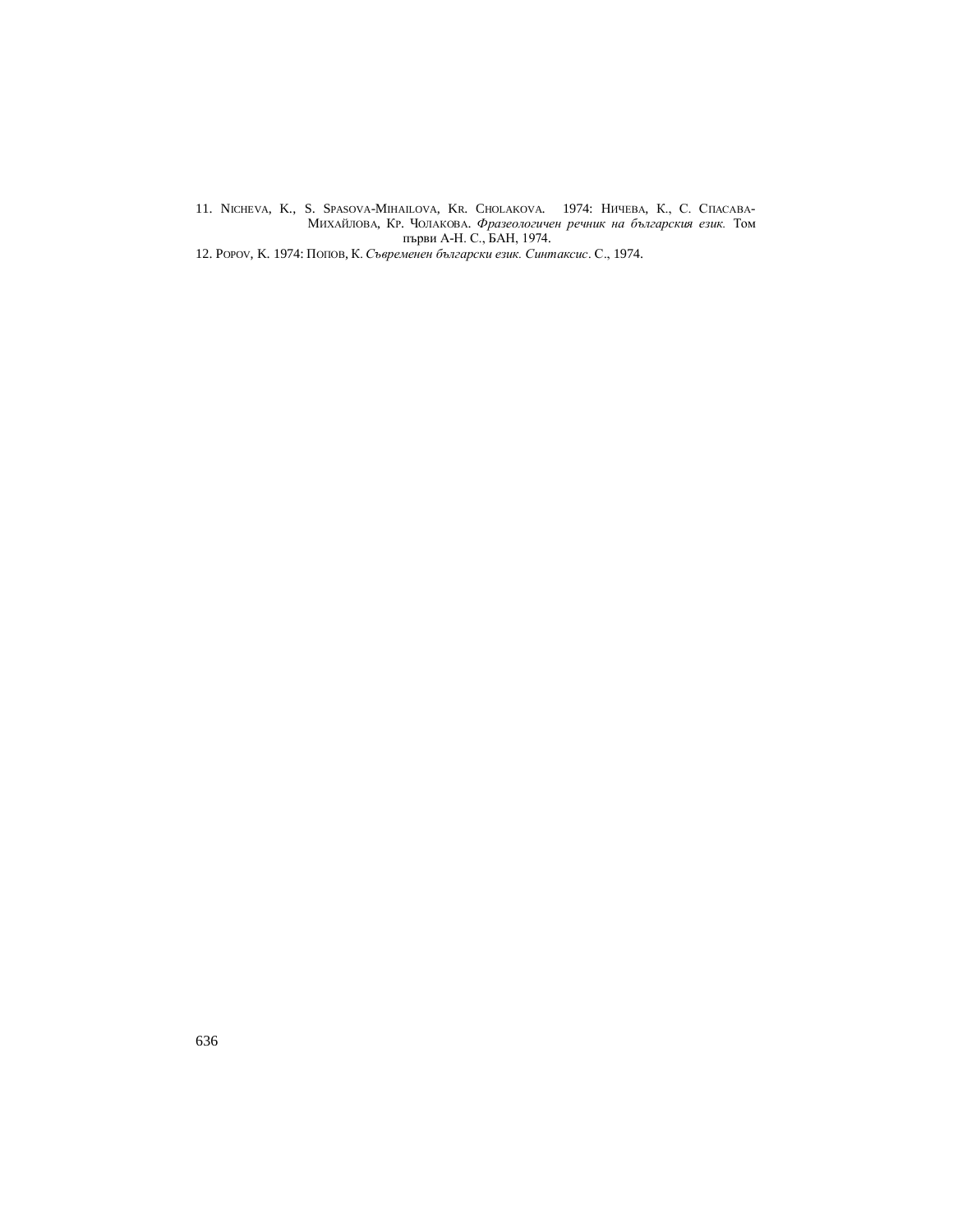11. NICHEVA, K., S. SPASOVA-MIHAILOVA, KR. CHOLAKOVA. 1974: НИЧЕВА, К., С. СПАСАВА-МИХАЙЛОВА, КР. ЧОЛАКОВА. *Фразеологичен речник на българския език.* Том първи А-Н. С., БАН, 1974.

12. POPOV, K. 1974: ПОПОВ, К. *Съвременен български език. Синтаксис*. С., 1974.